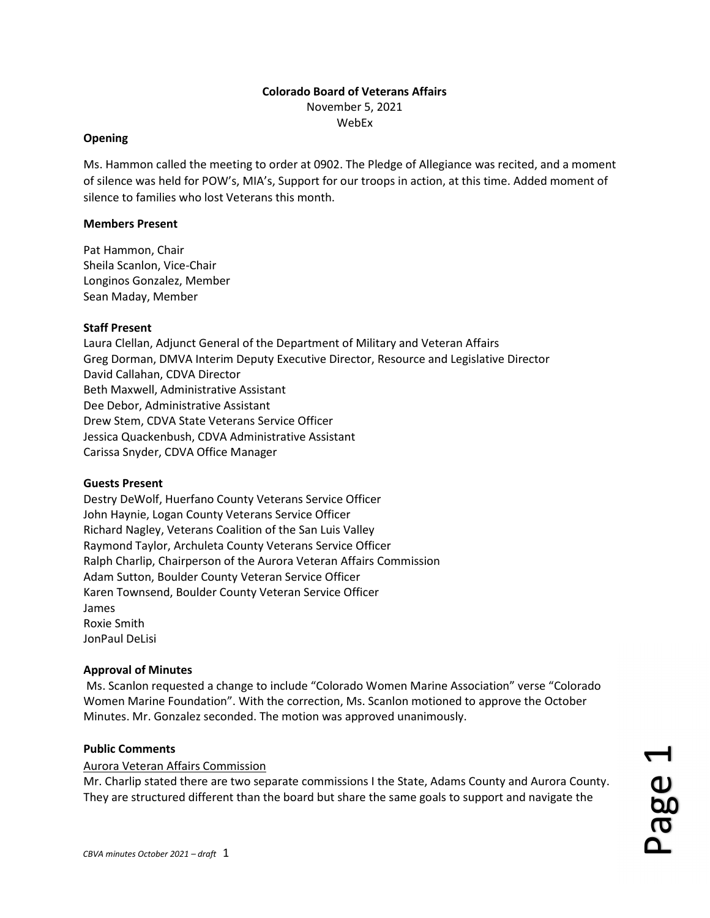**Colorado Board of Veterans Affairs**

November 5, 2021

WebEx

**Opening**

Ms. Hammon called the meeting to order at 0902. The Pledge of Allegiance was recited, and a moment of silence was held for POW's, MIA's, Support for our troops in action, at this time. Added moment of silence to families who lost Veterans this month.

**Members Present**

Pat Hammon, Chair
Sheila Scanlon, Vice-Chair
Longinos Gonzalez, Member
Sean Maday, Member

**Staff Present**

Laura Clellan, Adjunct General of the Department of Military and Veteran Affairs
Greg Dorman, DMVA Interim Deputy Executive Director, Resource and Legislative Director
David Callahan, CDVA Director
Beth Maxwell, Administrative Assistant
Dee Debor, Administrative Assistant
Drew Stem, CDVA State Veterans Service Officer
Jessica Quackenbush, CDVA Administrative Assistant
Carissa Snyder, CDVA Office Manager

**Guests Present**

Destry DeWolf, Huerfano County Veterans Service Officer
John Haynie, Logan County Veterans Service Officer
Richard Nagley, Veterans Coalition of the San Luis Valley
Raymond Taylor, Archuleta County Veterans Service Officer
Ralph Charlip, Chairperson of the Aurora Veteran Affairs Commission
Adam Sutton, Boulder County Veteran Service Officer
Karen Townsend, Boulder County Veteran Service Officer
James
Roxie Smith
JonPaul DeLisi

**Approval of Minutes**

Ms. Scanlon requested a change to include "Colorado Women Marine Association" verse "Colorado Women Marine Foundation". With the correction, Ms. Scanlon motioned to approve the October Minutes. Mr. Gonzalez seconded. The motion was approved unanimously.

**Public Comments**

Aurora Veteran Affairs Commission

Mr. Charlip stated there are two separate commissions I the State, Adams County and Aurora County. They are structured different than the board but share the same goals to support and navigate the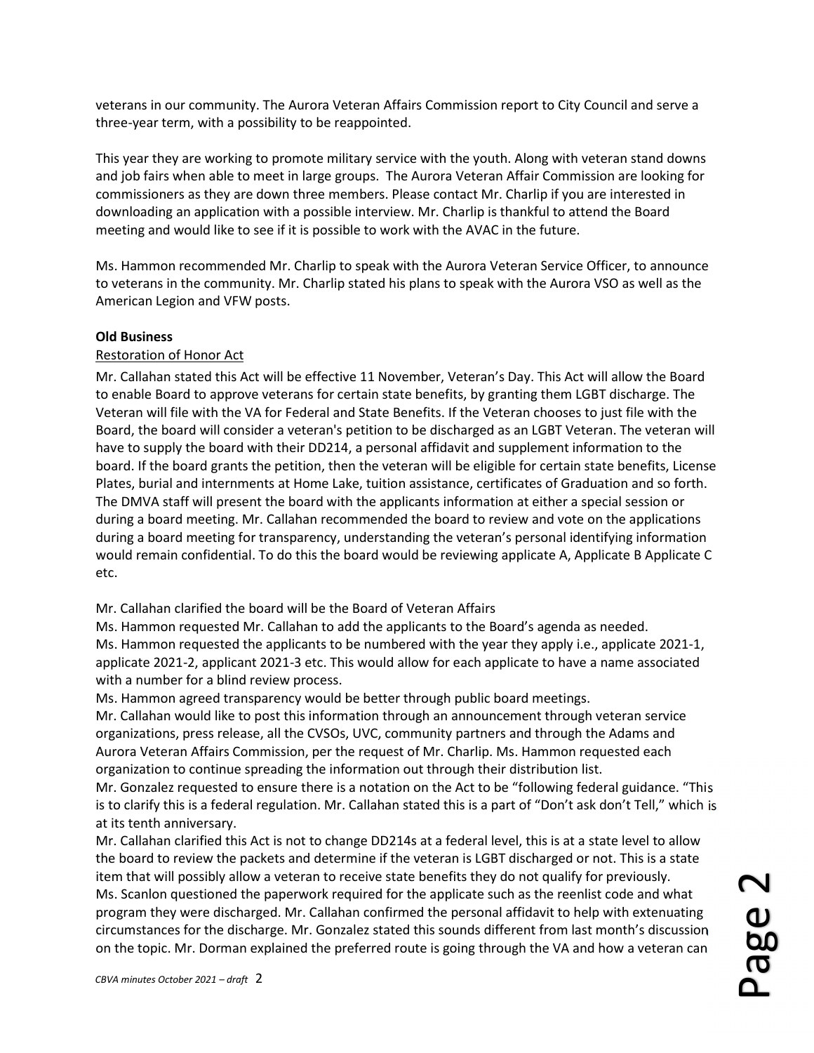veterans in our community. The Aurora Veteran Affairs Commission report to City Council and serve a three-year term, with a possibility to be reappointed.

This year they are working to promote military service with the youth. Along with veteran stand downs and job fairs when able to meet in large groups. The Aurora Veteran Affair Commission are looking for commissioners as they are down three members. Please contact Mr. Charlip if you are interested in downloading an application with a possible interview. Mr. Charlip is thankful to attend the Board meeting and would like to see if it is possible to work with the AVAC in the future.

Ms. Hammon recommended Mr. Charlip to speak with the Aurora Veteran Service Officer, to announce to veterans in the community. Mr. Charlip stated his plans to speak with the Aurora VSO as well as the American Legion and VFW posts.

**Old Business**

Restoration of Honor Act

Mr. Callahan stated this Act will be effective 11 November, Veteran's Day. This Act will allow the Board to enable Board to approve veterans for certain state benefits, by granting them LGBT discharge. The Veteran will file with the VA for Federal and State Benefits. If the Veteran chooses to just file with the Board, the board will consider a veteran's petition to be discharged as an LGBT Veteran. The veteran will have to supply the board with their DD214, a personal affidavit and supplement information to the board. If the board grants the petition, then the veteran will be eligible for certain state benefits, License Plates, burial and internments at Home Lake, tuition assistance, certificates of Graduation and so forth. The DMVA staff will present the board with the applicants information at either a special session or during a board meeting. Mr. Callahan recommended the board to review and vote on the applications during a board meeting for transparency, understanding the veteran's personal identifying information would remain confidential. To do this the board would be reviewing applicate A, Applicate B Applicate C etc.

Mr. Callahan clarified the board will be the Board of Veteran Affairs
Ms. Hammon requested Mr. Callahan to add the applicants to the Board's agenda as needed.
Ms. Hammon requested the applicants to be numbered with the year they apply i.e., applicate 2021-1, applicate 2021-2, applicant 2021-3 etc. This would allow for each applicate to have a name associated with a number for a blind review process.
Ms. Hammon agreed transparency would be better through public board meetings.
Mr. Callahan would like to post this information through an announcement through veteran service organizations, press release, all the CVSOs, UVC, community partners and through the Adams and Aurora Veteran Affairs Commission, per the request of Mr. Charlip. Ms. Hammon requested each organization to continue spreading the information out through their distribution list.
Mr. Gonzalez requested to ensure there is a notation on the Act to be "following federal guidance. "This is to clarify this is a federal regulation. Mr. Callahan stated this is a part of "Don't ask don't Tell," which is at its tenth anniversary.
Mr. Callahan clarified this Act is not to change DD214s at a federal level, this is at a state level to allow the board to review the packets and determine if the veteran is LGBT discharged or not. This is a state item that will possibly allow a veteran to receive state benefits they do not qualify for previously.
Ms. Scanlon questioned the paperwork required for the applicate such as the reenlist code and what program they were discharged. Mr. Callahan confirmed the personal affidavit to help with extenuating circumstances for the discharge. Mr. Gonzalez stated this sounds different from last month's discussion on the topic. Mr. Dorman explained the preferred route is going through the VA and how a veteran can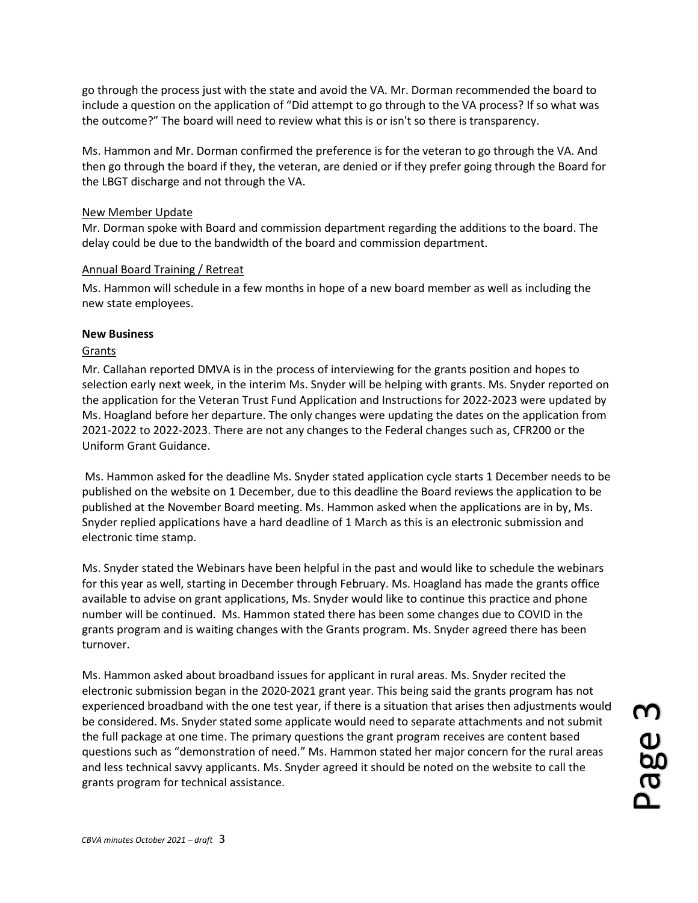go through the process just with the state and avoid the VA. Mr. Dorman recommended the board to include a question on the application of "Did attempt to go through to the VA process? If so what was the outcome?" The board will need to review what this is or isn't so there is transparency.

Ms. Hammon and Mr. Dorman confirmed the preference is for the veteran to go through the VA. And then go through the board if they, the veteran, are denied or if they prefer going through the Board for the LBGT discharge and not through the VA.

New Member Update

Mr. Dorman spoke with Board and commission department regarding the additions to the board. The delay could be due to the bandwidth of the board and commission department.

Annual Board Training / Retreat

Ms. Hammon will schedule in a few months in hope of a new board member as well as including the new state employees.

**New Business**

Grants

Mr. Callahan reported DMVA is in the process of interviewing for the grants position and hopes to selection early next week, in the interim Ms. Snyder will be helping with grants. Ms. Snyder reported on the application for the Veteran Trust Fund Application and Instructions for 2022-2023 were updated by Ms. Hoagland before her departure. The only changes were updating the dates on the application from 2021-2022 to 2022-2023. There are not any changes to the Federal changes such as, CFR200 or the Uniform Grant Guidance.

Ms. Hammon asked for the deadline Ms. Snyder stated application cycle starts 1 December needs to be published on the website on 1 December, due to this deadline the Board reviews the application to be published at the November Board meeting. Ms. Hammon asked when the applications are in by, Ms. Snyder replied applications have a hard deadline of 1 March as this is an electronic submission and electronic time stamp.

Ms. Snyder stated the Webinars have been helpful in the past and would like to schedule the webinars for this year as well, starting in December through February. Ms. Hoagland has made the grants office available to advise on grant applications, Ms. Snyder would like to continue this practice and phone number will be continued. Ms. Hammon stated there has been some changes due to COVID in the grants program and is waiting changes with the Grants program. Ms. Snyder agreed there has been turnover.

Ms. Hammon asked about broadband issues for applicant in rural areas. Ms. Snyder recited the electronic submission began in the 2020-2021 grant year. This being said the grants program has not experienced broadband with the one test year, if there is a situation that arises then adjustments would be considered. Ms. Snyder stated some applicate would need to separate attachments and not submit the full package at one time. The primary questions the grant program receives are content based questions such as "demonstration of need." Ms. Hammon stated her major concern for the rural areas and less technical savvy applicants. Ms. Snyder agreed it should be noted on the website to call the grants program for technical assistance.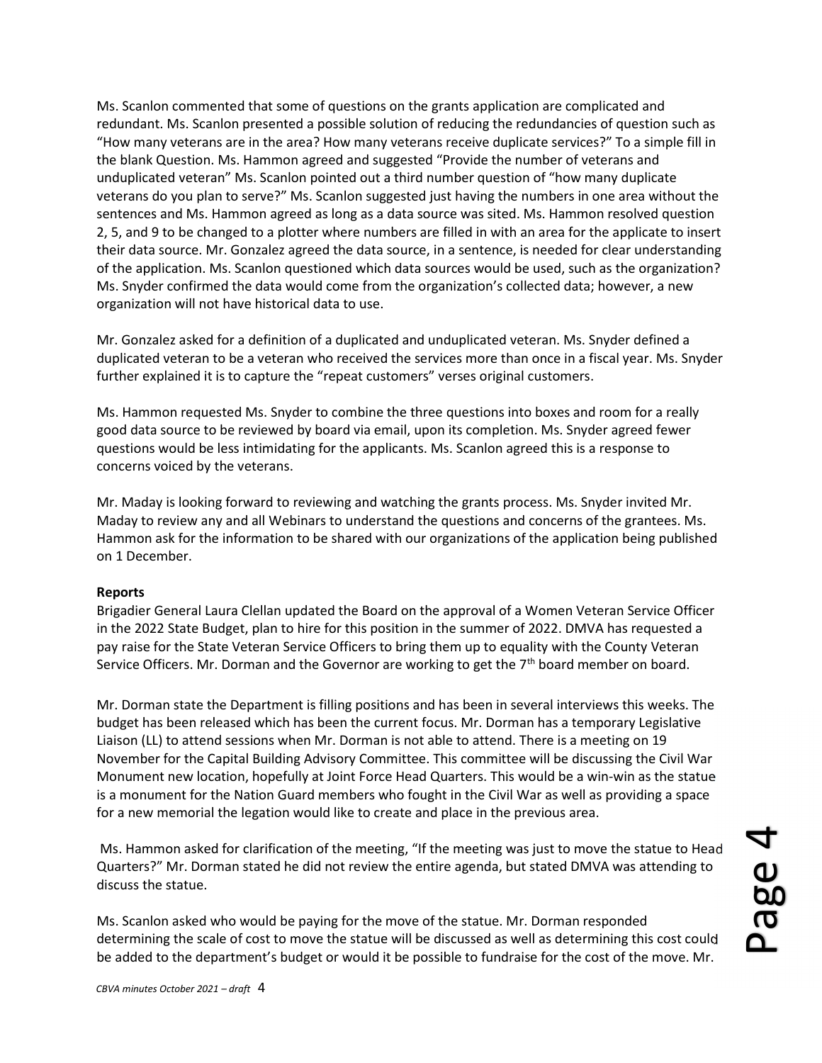Ms. Scanlon commented that some of questions on the grants application are complicated and redundant. Ms. Scanlon presented a possible solution of reducing the redundancies of question such as "How many veterans are in the area? How many veterans receive duplicate services?" To a simple fill in the blank Question. Ms. Hammon agreed and suggested "Provide the number of veterans and unduplicated veteran" Ms. Scanlon pointed out a third number question of "how many duplicate veterans do you plan to serve?" Ms. Scanlon suggested just having the numbers in one area without the sentences and Ms. Hammon agreed as long as a data source was sited. Ms. Hammon resolved question 2, 5, and 9 to be changed to a plotter where numbers are filled in with an area for the applicate to insert their data source. Mr. Gonzalez agreed the data source, in a sentence, is needed for clear understanding of the application. Ms. Scanlon questioned which data sources would be used, such as the organization? Ms. Snyder confirmed the data would come from the organization's collected data; however, a new organization will not have historical data to use.

Mr. Gonzalez asked for a definition of a duplicated and unduplicated veteran. Ms. Snyder defined a duplicated veteran to be a veteran who received the services more than once in a fiscal year. Ms. Snyder further explained it is to capture the "repeat customers" verses original customers.

Ms. Hammon requested Ms. Snyder to combine the three questions into boxes and room for a really good data source to be reviewed by board via email, upon its completion. Ms. Snyder agreed fewer questions would be less intimidating for the applicants. Ms. Scanlon agreed this is a response to concerns voiced by the veterans.

Mr. Maday is looking forward to reviewing and watching the grants process. Ms. Snyder invited Mr. Maday to review any and all Webinars to understand the questions and concerns of the grantees. Ms. Hammon ask for the information to be shared with our organizations of the application being published on 1 December.

**Reports**

Brigadier General Laura Clellan updated the Board on the approval of a Women Veteran Service Officer in the 2022 State Budget, plan to hire for this position in the summer of 2022. DMVA has requested a pay raise for the State Veteran Service Officers to bring them up to equality with the County Veteran Service Officers. Mr. Dorman and the Governor are working to get the 7th board member on board.

Mr. Dorman state the Department is filling positions and has been in several interviews this weeks. The budget has been released which has been the current focus. Mr. Dorman has a temporary Legislative Liaison (LL) to attend sessions when Mr. Dorman is not able to attend. There is a meeting on 19 November for the Capital Building Advisory Committee. This committee will be discussing the Civil War Monument new location, hopefully at Joint Force Head Quarters. This would be a win-win as the statue is a monument for the Nation Guard members who fought in the Civil War as well as providing a space for a new memorial the legation would like to create and place in the previous area.

Ms. Hammon asked for clarification of the meeting, "If the meeting was just to move the statue to Head Quarters?" Mr. Dorman stated he did not review the entire agenda, but stated DMVA was attending to discuss the statue.

Ms. Scanlon asked who would be paying for the move of the statue. Mr. Dorman responded determining the scale of cost to move the statue will be discussed as well as determining this cost could be added to the department's budget or would it be possible to fundraise for the cost of the move. Mr.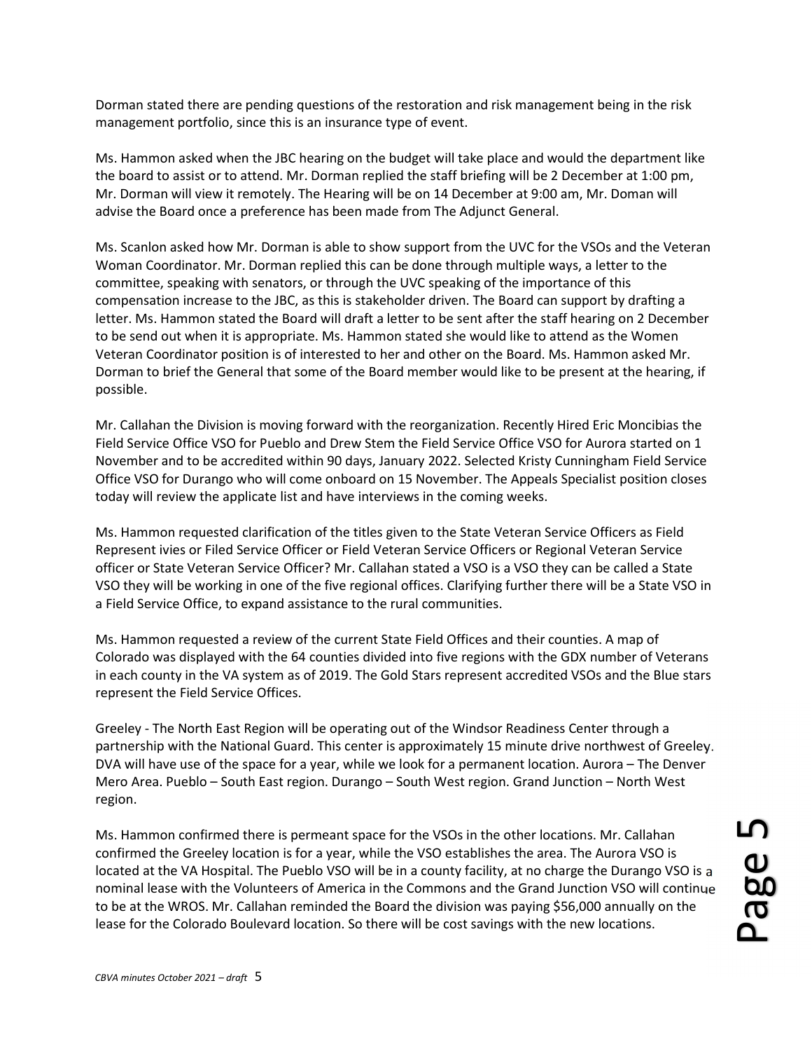Dorman stated there are pending questions of the restoration and risk management being in the risk management portfolio, since this is an insurance type of event.

Ms. Hammon asked when the JBC hearing on the budget will take place and would the department like the board to assist or to attend. Mr. Dorman replied the staff briefing will be 2 December at 1:00 pm, Mr. Dorman will view it remotely. The Hearing will be on 14 December at 9:00 am, Mr. Doman will advise the Board once a preference has been made from The Adjunct General.

Ms. Scanlon asked how Mr. Dorman is able to show support from the UVC for the VSOs and the Veteran Woman Coordinator. Mr. Dorman replied this can be done through multiple ways, a letter to the committee, speaking with senators, or through the UVC speaking of the importance of this compensation increase to the JBC, as this is stakeholder driven. The Board can support by drafting a letter. Ms. Hammon stated the Board will draft a letter to be sent after the staff hearing on 2 December to be send out when it is appropriate. Ms. Hammon stated she would like to attend as the Women Veteran Coordinator position is of interested to her and other on the Board. Ms. Hammon asked Mr. Dorman to brief the General that some of the Board member would like to be present at the hearing, if possible.

Mr. Callahan the Division is moving forward with the reorganization. Recently Hired Eric Moncibias the Field Service Office VSO for Pueblo and Drew Stem the Field Service Office VSO for Aurora started on 1 November and to be accredited within 90 days, January 2022. Selected Kristy Cunningham Field Service Office VSO for Durango who will come onboard on 15 November. The Appeals Specialist position closes today will review the applicate list and have interviews in the coming weeks.

Ms. Hammon requested clarification of the titles given to the State Veteran Service Officers as Field Represent ivies or Filed Service Officer or Field Veteran Service Officers or Regional Veteran Service officer or State Veteran Service Officer? Mr. Callahan stated a VSO is a VSO they can be called a State VSO they will be working in one of the five regional offices. Clarifying further there will be a State VSO in a Field Service Office, to expand assistance to the rural communities.

Ms. Hammon requested a review of the current State Field Offices and their counties. A map of Colorado was displayed with the 64 counties divided into five regions with the GDX number of Veterans in each county in the VA system as of 2019. The Gold Stars represent accredited VSOs and the Blue stars represent the Field Service Offices.

Greeley - The North East Region will be operating out of the Windsor Readiness Center through a partnership with the National Guard. This center is approximately 15 minute drive northwest of Greeley. DVA will have use of the space for a year, while we look for a permanent location. Aurora – The Denver Mero Area. Pueblo – South East region. Durango – South West region. Grand Junction – North West region.

Ms. Hammon confirmed there is permeant space for the VSOs in the other locations. Mr. Callahan confirmed the Greeley location is for a year, while the VSO establishes the area. The Aurora VSO is located at the VA Hospital. The Pueblo VSO will be in a county facility, at no charge the Durango VSO is a nominal lease with the Volunteers of America in the Commons and the Grand Junction VSO will continue to be at the WROS. Mr. Callahan reminded the Board the division was paying $56,000 annually on the lease for the Colorado Boulevard location. So there will be cost savings with the new locations.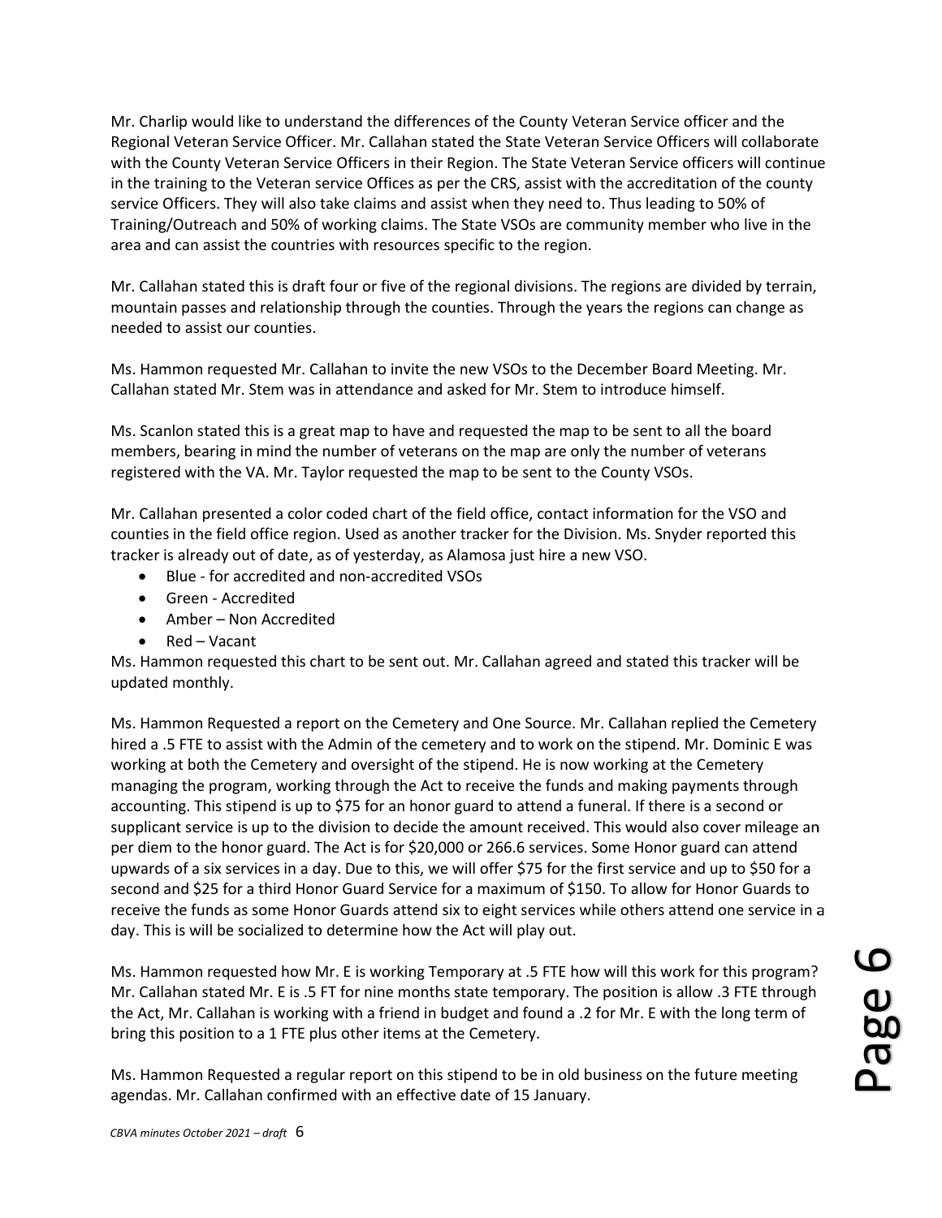Mr. Charlip would like to understand the differences of the County Veteran Service officer and the Regional Veteran Service Officer. Mr. Callahan stated the State Veteran Service Officers will collaborate with the County Veteran Service Officers in their Region. The State Veteran Service officers will continue in the training to the Veteran service Offices as per the CRS, assist with the accreditation of the county service Officers. They will also take claims and assist when they need to. Thus leading to 50% of Training/Outreach and 50% of working claims. The State VSOs are community member who live in the area and can assist the countries with resources specific to the region.

Mr. Callahan stated this is draft four or five of the regional divisions. The regions are divided by terrain, mountain passes and relationship through the counties. Through the years the regions can change as needed to assist our counties.

Ms. Hammon requested Mr. Callahan to invite the new VSOs to the December Board Meeting. Mr. Callahan stated Mr. Stem was in attendance and asked for Mr. Stem to introduce himself.

Ms. Scanlon stated this is a great map to have and requested the map to be sent to all the board members, bearing in mind the number of veterans on the map are only the number of veterans registered with the VA. Mr. Taylor requested the map to be sent to the County VSOs.

Mr. Callahan presented a color coded chart of the field office, contact information for the VSO and counties in the field office region. Used as another tracker for the Division. Ms. Snyder reported this tracker is already out of date, as of yesterday, as Alamosa just hire a new VSO.

- Blue - for accredited and non-accredited VSOs
- Green - Accredited
- Amber – Non Accredited
- Red – Vacant

Ms. Hammon requested this chart to be sent out. Mr. Callahan agreed and stated this tracker will be updated monthly.

Ms. Hammon Requested a report on the Cemetery and One Source. Mr. Callahan replied the Cemetery hired a .5 FTE to assist with the Admin of the cemetery and to work on the stipend. Mr. Dominic E was working at both the Cemetery and oversight of the stipend. He is now working at the Cemetery managing the program, working through the Act to receive the funds and making payments through accounting. This stipend is up to $75 for an honor guard to attend a funeral. If there is a second or supplicant service is up to the division to decide the amount received. This would also cover mileage an per diem to the honor guard. The Act is for $20,000 or 266.6 services. Some Honor guard can attend upwards of a six services in a day. Due to this, we will offer $75 for the first service and up to $50 for a second and $25 for a third Honor Guard Service for a maximum of $150. To allow for Honor Guards to receive the funds as some Honor Guards attend six to eight services while others attend one service in a day. This is will be socialized to determine how the Act will play out.

Ms. Hammon requested how Mr. E is working Temporary at .5 FTE how will this work for this program? Mr. Callahan stated Mr. E is .5 FT for nine months state temporary. The position is allow .3 FTE through the Act, Mr. Callahan is working with a friend in budget and found a .2 for Mr. E with the long term of bring this position to a 1 FTE plus other items at the Cemetery.

Ms. Hammon Requested a regular report on this stipend to be in old business on the future meeting agendas. Mr. Callahan confirmed with an effective date of 15 January.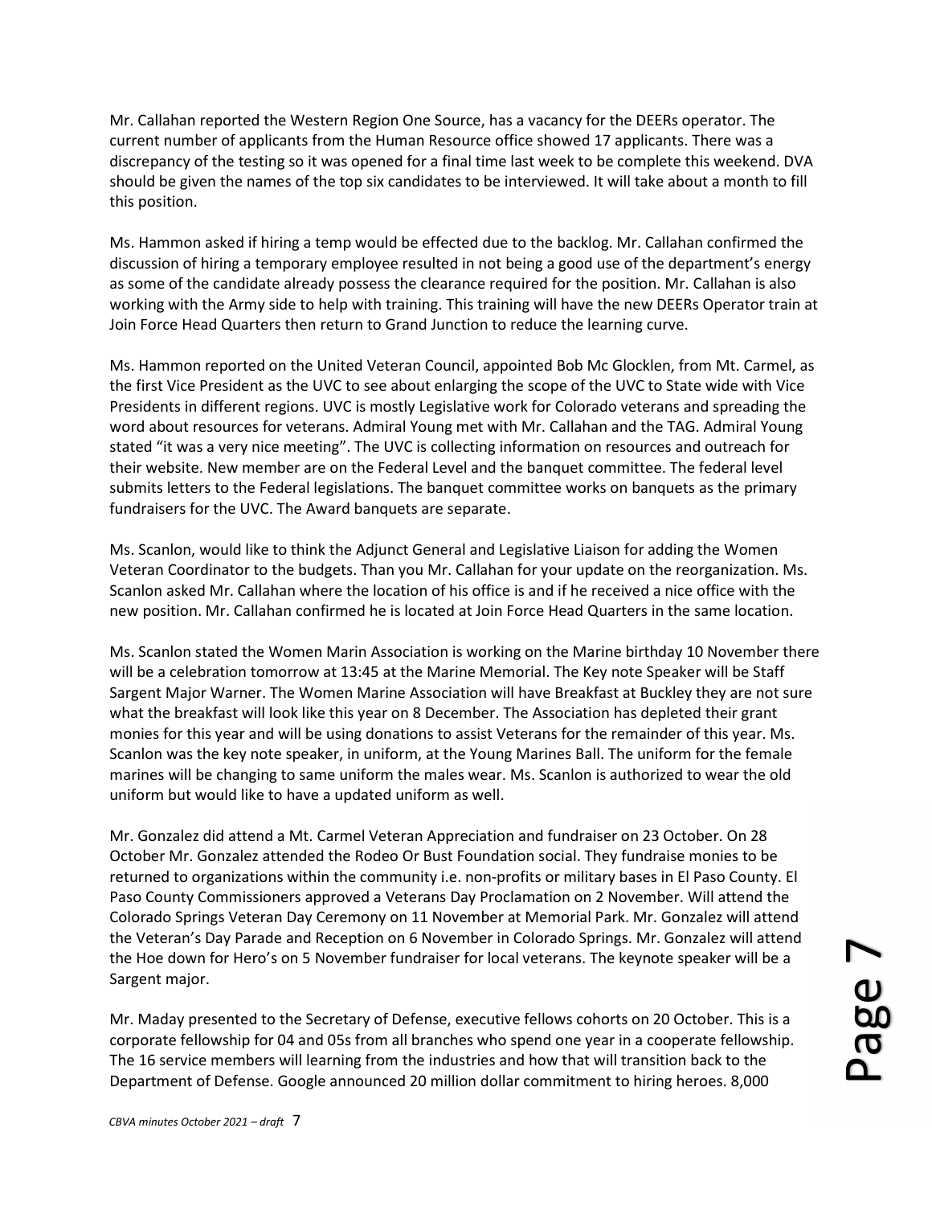Mr. Callahan reported the Western Region One Source, has a vacancy for the DEERs operator. The current number of applicants from the Human Resource office showed 17 applicants. There was a discrepancy of the testing so it was opened for a final time last week to be complete this weekend. DVA should be given the names of the top six candidates to be interviewed. It will take about a month to fill this position.

Ms. Hammon asked if hiring a temp would be effected due to the backlog. Mr. Callahan confirmed the discussion of hiring a temporary employee resulted in not being a good use of the department's energy as some of the candidate already possess the clearance required for the position. Mr. Callahan is also working with the Army side to help with training. This training will have the new DEERs Operator train at Join Force Head Quarters then return to Grand Junction to reduce the learning curve.

Ms. Hammon reported on the United Veteran Council, appointed Bob Mc Glocklen, from Mt. Carmel, as the first Vice President as the UVC to see about enlarging the scope of the UVC to State wide with Vice Presidents in different regions. UVC is mostly Legislative work for Colorado veterans and spreading the word about resources for veterans. Admiral Young met with Mr. Callahan and the TAG. Admiral Young stated "it was a very nice meeting". The UVC is collecting information on resources and outreach for their website. New member are on the Federal Level and the banquet committee. The federal level submits letters to the Federal legislations. The banquet committee works on banquets as the primary fundraisers for the UVC. The Award banquets are separate.

Ms. Scanlon, would like to think the Adjunct General and Legislative Liaison for adding the Women Veteran Coordinator to the budgets. Than you Mr. Callahan for your update on the reorganization. Ms. Scanlon asked Mr. Callahan where the location of his office is and if he received a nice office with the new position. Mr. Callahan confirmed he is located at Join Force Head Quarters in the same location.

Ms. Scanlon stated the Women Marin Association is working on the Marine birthday 10 November there will be a celebration tomorrow at 13:45 at the Marine Memorial. The Key note Speaker will be Staff Sargent Major Warner. The Women Marine Association will have Breakfast at Buckley they are not sure what the breakfast will look like this year on 8 December. The Association has depleted their grant monies for this year and will be using donations to assist Veterans for the remainder of this year. Ms. Scanlon was the key note speaker, in uniform, at the Young Marines Ball. The uniform for the female marines will be changing to same uniform the males wear. Ms. Scanlon is authorized to wear the old uniform but would like to have a updated uniform as well.

Mr. Gonzalez did attend a Mt. Carmel Veteran Appreciation and fundraiser on 23 October. On 28 October Mr. Gonzalez attended the Rodeo Or Bust Foundation social. They fundraise monies to be returned to organizations within the community i.e. non-profits or military bases in El Paso County. El Paso County Commissioners approved a Veterans Day Proclamation on 2 November. Will attend the Colorado Springs Veteran Day Ceremony on 11 November at Memorial Park. Mr. Gonzalez will attend the Veteran's Day Parade and Reception on 6 November in Colorado Springs. Mr. Gonzalez will attend the Hoe down for Hero's on 5 November fundraiser for local veterans. The keynote speaker will be a Sargent major.

Mr. Maday presented to the Secretary of Defense, executive fellows cohorts on 20 October. This is a corporate fellowship for 04 and 05s from all branches who spend one year in a cooperate fellowship. The 16 service members will learning from the industries and how that will transition back to the Department of Defense. Google announced 20 million dollar commitment to hiring heroes. 8,000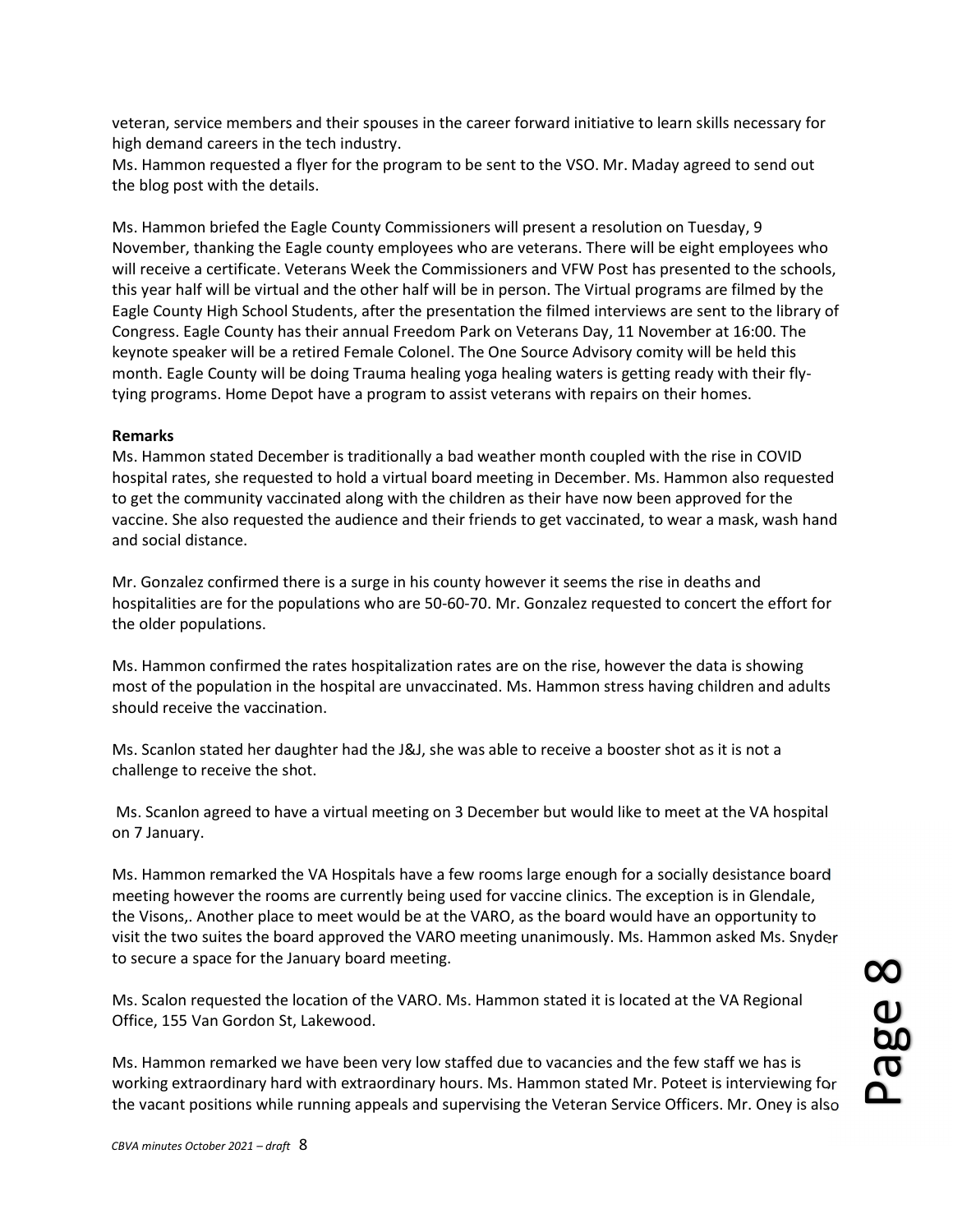veteran, service members and their spouses in the career forward initiative to learn skills necessary for high demand careers in the tech industry.
Ms. Hammon requested a flyer for the program to be sent to the VSO. Mr. Maday agreed to send out the blog post with the details.

Ms. Hammon briefed the Eagle County Commissioners will present a resolution on Tuesday, 9 November, thanking the Eagle county employees who are veterans. There will be eight employees who will receive a certificate. Veterans Week the Commissioners and VFW Post has presented to the schools, this year half will be virtual and the other half will be in person. The Virtual programs are filmed by the Eagle County High School Students, after the presentation the filmed interviews are sent to the library of Congress. Eagle County has their annual Freedom Park on Veterans Day, 11 November at 16:00. The keynote speaker will be a retired Female Colonel. The One Source Advisory comity will be held this month. Eagle County will be doing Trauma healing yoga healing waters is getting ready with their fly-tying programs. Home Depot have a program to assist veterans with repairs on their homes.

**Remarks**
Ms. Hammon stated December is traditionally a bad weather month coupled with the rise in COVID hospital rates, she requested to hold a virtual board meeting in December. Ms. Hammon also requested to get the community vaccinated along with the children as their have now been approved for the vaccine. She also requested the audience and their friends to get vaccinated, to wear a mask, wash hand and social distance.

Mr. Gonzalez confirmed there is a surge in his county however it seems the rise in deaths and hospitalities are for the populations who are 50-60-70. Mr. Gonzalez requested to concert the effort for the older populations.

Ms. Hammon confirmed the rates hospitalization rates are on the rise, however the data is showing most of the population in the hospital are unvaccinated. Ms. Hammon stress having children and adults should receive the vaccination.

Ms. Scanlon stated her daughter had the J&J, she was able to receive a booster shot as it is not a challenge to receive the shot.

Ms. Scanlon agreed to have a virtual meeting on 3 December but would like to meet at the VA hospital on 7 January.

Ms. Hammon remarked the VA Hospitals have a few rooms large enough for a socially desistance board meeting however the rooms are currently being used for vaccine clinics. The exception is in Glendale, the Visons,. Another place to meet would be at the VARO, as the board would have an opportunity to visit the two suites the board approved the VARO meeting unanimously. Ms. Hammon asked Ms. Snyder to secure a space for the January board meeting.

Ms. Scalon requested the location of the VARO. Ms. Hammon stated it is located at the VA Regional Office, 155 Van Gordon St, Lakewood.

Ms. Hammon remarked we have been very low staffed due to vacancies and the few staff we has is working extraordinary hard with extraordinary hours. Ms. Hammon stated Mr. Poteet is interviewing for the vacant positions while running appeals and supervising the Veteran Service Officers. Mr. Oney is also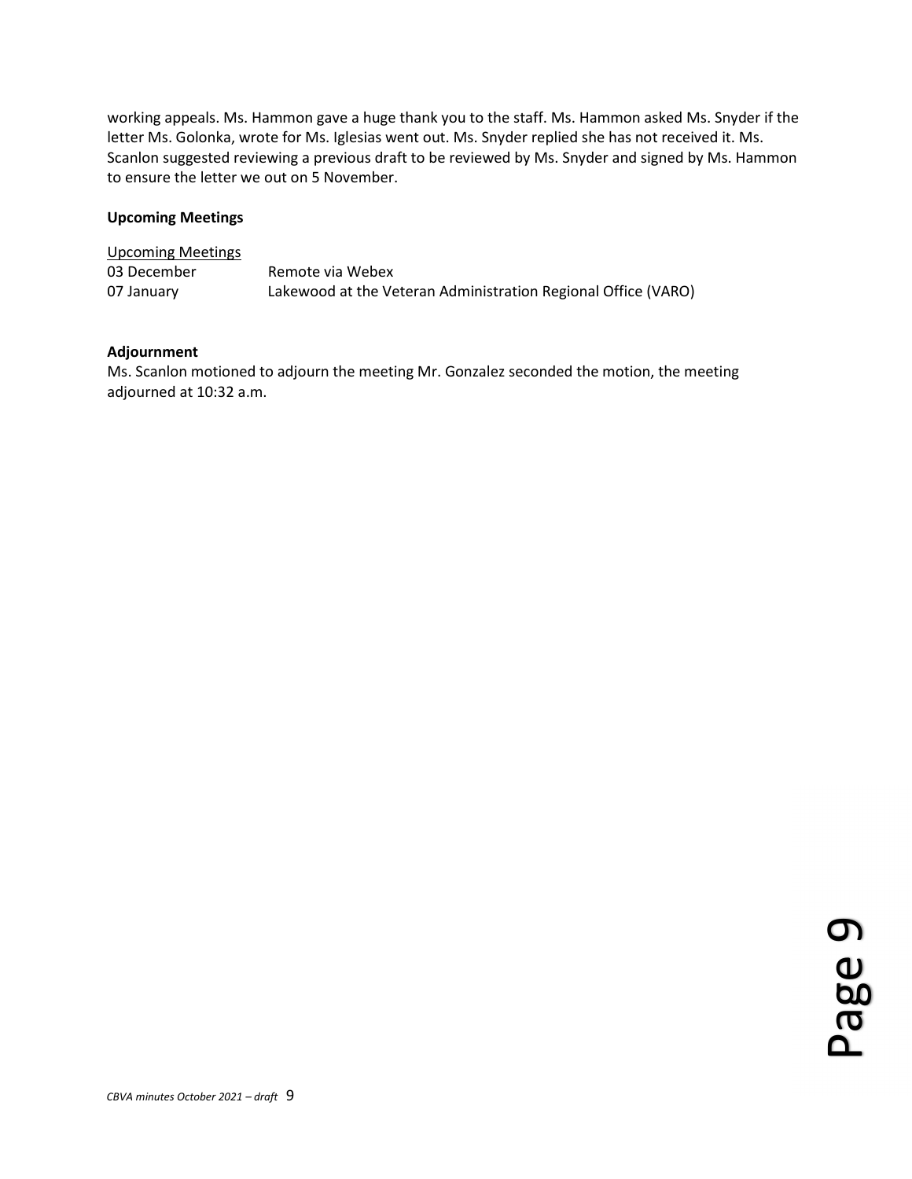working appeals. Ms. Hammon gave a huge thank you to the staff. Ms. Hammon asked Ms. Snyder if the letter Ms. Golonka, wrote for Ms. Iglesias went out. Ms. Snyder replied she has not received it. Ms. Scanlon suggested reviewing a previous draft to be reviewed by Ms. Snyder and signed by Ms. Hammon to ensure the letter we out on 5 November.

**Upcoming Meetings**

<u>Upcoming Meetings</u>

| | |
|---|---|
| 03 December | Remote via Webex |
| 07 January | Lakewood at the Veteran Administration Regional Office (VARO) |

**Adjournment**

Ms. Scanlon motioned to adjourn the meeting Mr. Gonzalez seconded the motion, the meeting adjourned at 10:32 a.m.